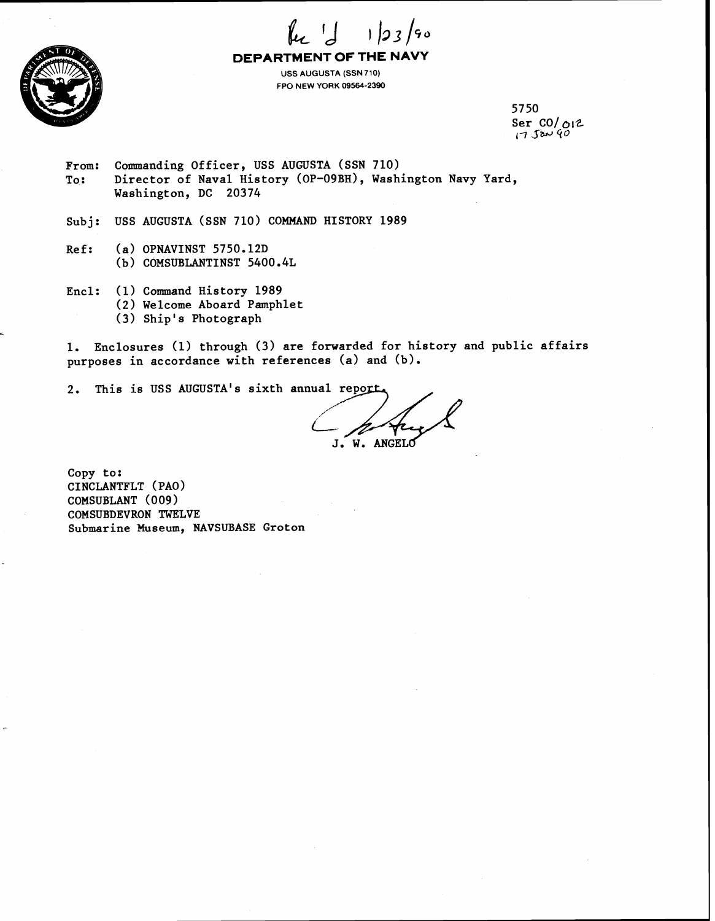Rec'd 1/23/90

**DEPARTMENT OF THE NAVY**

USS AUGUSTA (SSN 710)
FPO NEW YORK 09564-2390

5750
Ser CO/012
17 Jan 90

From: Commanding Officer, USS AUGUSTA (SSN 710)
To: Director of Naval History (OP-09BH), Washington Navy Yard, Washington, DC 20374

Subj: USS AUGUSTA (SSN 710) COMMAND HISTORY 1989

Ref: (a) OPNAVINST 5750.12D
(b) COMSUBLANTINST 5400.4L

Encl: (1) Command History 1989
(2) Welcome Aboard Pamphlet
(3) Ship's Photograph

1. Enclosures (1) through (3) are forwarded for history and public affairs purposes in accordance with references (a) and (b).

2. This is USS AUGUSTA's sixth annual report.

J. W. ANGELO

Copy to:
CINCLANTFLT (PAO)
COMSUBLANT (009)
COMSUBDEVRON TWELVE
Submarine Museum, NAVSUBASE Groton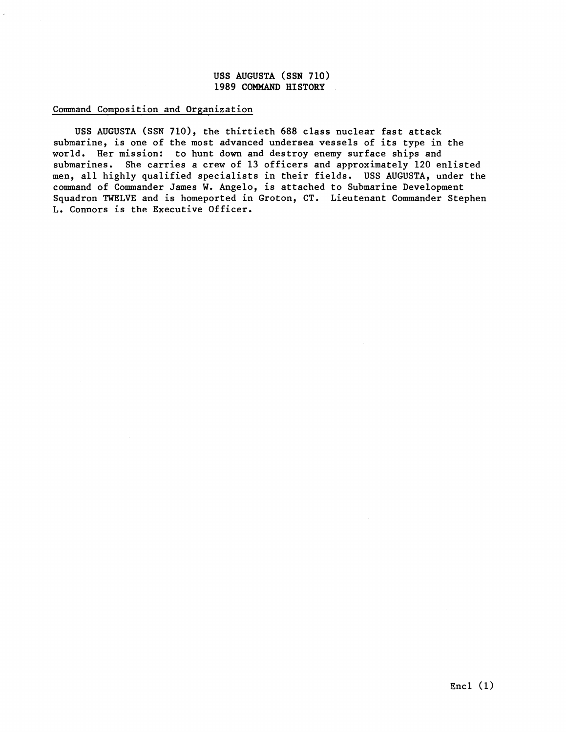# USS AUGUSTA (SSN 710)
# 1989 COMMAND HISTORY

## Command Composition and Organization

USS AUGUSTA (SSN 710), the thirtieth 688 class nuclear fast attack submarine, is one of the most advanced undersea vessels of its type in the world. Her mission: to hunt down and destroy enemy surface ships and submarines. She carries a crew of 13 officers and approximately 120 enlisted men, all highly qualified specialists in their fields. USS AUGUSTA, under the command of Commander James W. Angelo, is attached to Submarine Development Squadron TWELVE and is homeported in Groton, CT. Lieutenant Commander Stephen L. Connors is the Executive Officer.

Encl (1)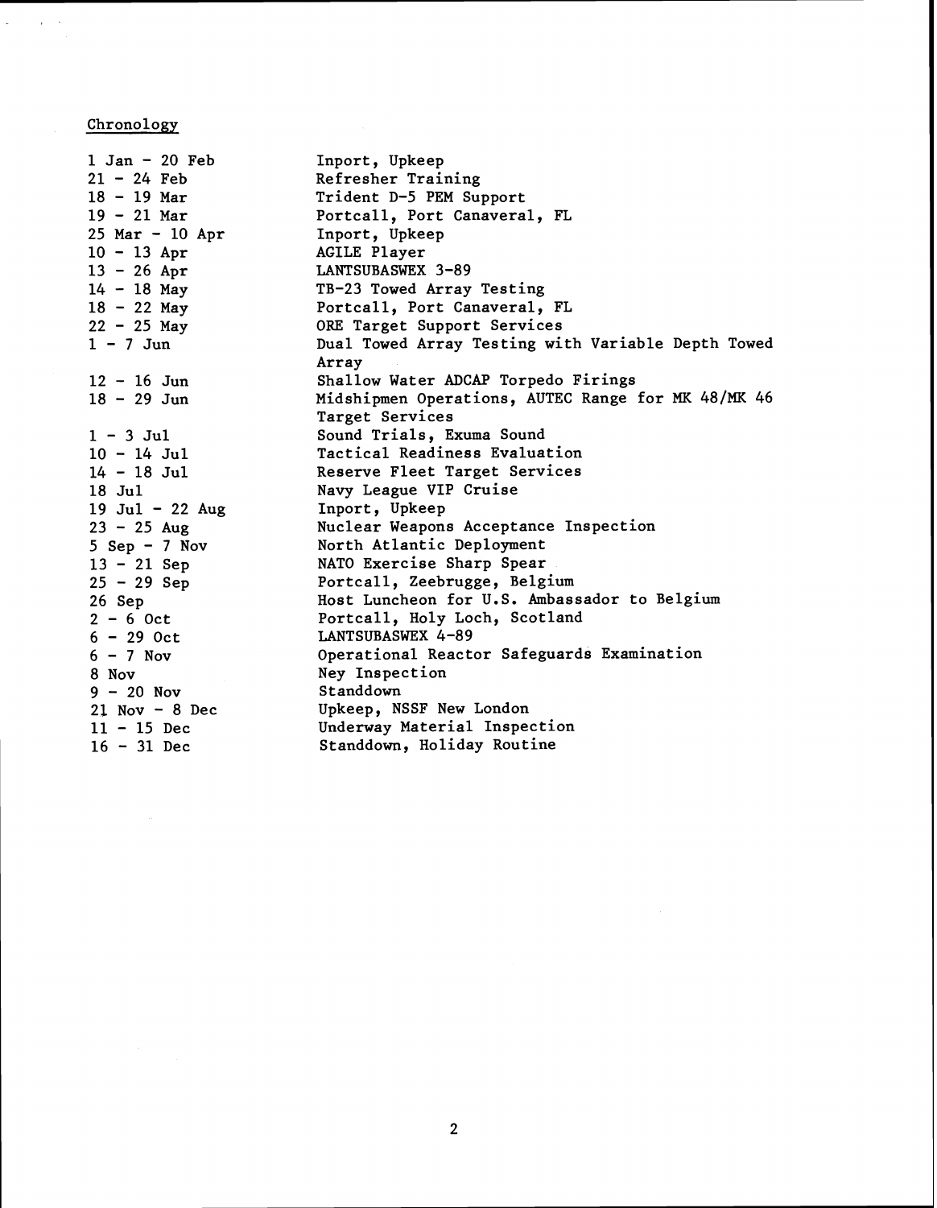## Chronology

| | |
|---|---|
| 1 Jan - 20 Feb | Inport, Upkeep |
| 21 - 24 Feb | Refresher Training |
| 18 - 19 Mar | Trident D-5 PEM Support |
| 19 - 21 Mar | Portcall, Port Canaveral, FL |
| 25 Mar - 10 Apr | Inport, Upkeep |
| 10 - 13 Apr | AGILE Player |
| 13 - 26 Apr | LANTSUBASWEX 3-89 |
| 14 - 18 May | TB-23 Towed Array Testing |
| 18 - 22 May | Portcall, Port Canaveral, FL |
| 22 - 25 May | ORE Target Support Services |
| 1 - 7 Jun | Dual Towed Array Testing with Variable Depth Towed Array |
| 12 - 16 Jun | Shallow Water ADCAP Torpedo Firings |
| 18 - 29 Jun | Midshipmen Operations, AUTEC Range for MK 48/MK 46 Target Services |
| 1 - 3 Jul | Sound Trials, Exuma Sound |
| 10 - 14 Jul | Tactical Readiness Evaluation |
| 14 - 18 Jul | Reserve Fleet Target Services |
| 18 Jul | Navy League VIP Cruise |
| 19 Jul - 22 Aug | Inport, Upkeep |
| 23 - 25 Aug | Nuclear Weapons Acceptance Inspection |
| 5 Sep - 7 Nov | North Atlantic Deployment |
| 13 - 21 Sep | NATO Exercise Sharp Spear |
| 25 - 29 Sep | Portcall, Zeebrugge, Belgium |
| 26 Sep | Host Luncheon for U.S. Ambassador to Belgium |
| 2 - 6 Oct | Portcall, Holy Loch, Scotland |
| 6 - 29 Oct | LANTSUBASWEX 4-89 |
| 6 - 7 Nov | Operational Reactor Safeguards Examination |
| 8 Nov | Ney Inspection |
| 9 - 20 Nov | Standdown |
| 21 Nov - 8 Dec | Upkeep, NSSF New London |
| 11 - 15 Dec | Underway Material Inspection |
| 16 - 31 Dec | Standdown, Holiday Routine |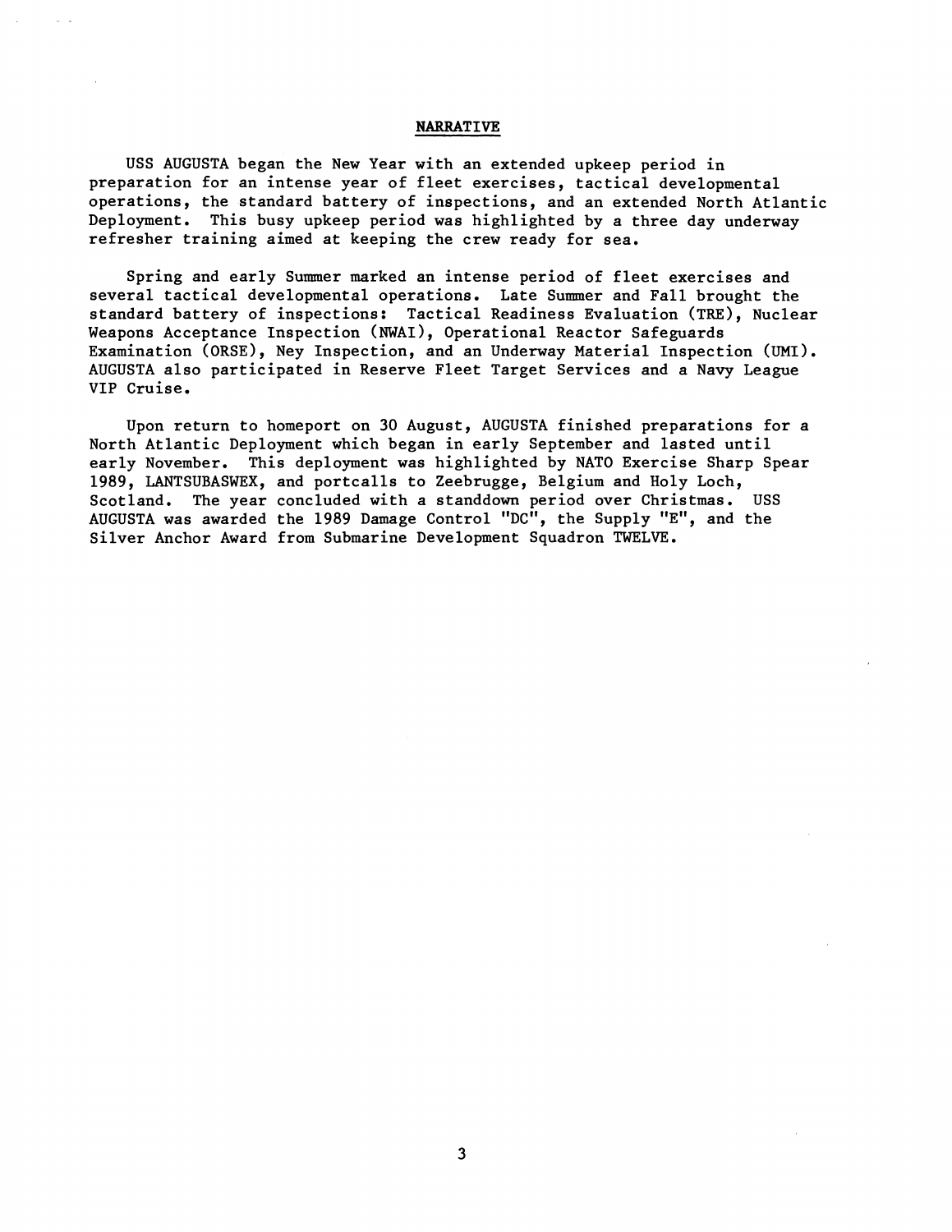## NARRATIVE

USS AUGUSTA began the New Year with an extended upkeep period in preparation for an intense year of fleet exercises, tactical developmental operations, the standard battery of inspections, and an extended North Atlantic Deployment. This busy upkeep period was highlighted by a three day underway refresher training aimed at keeping the crew ready for sea.

Spring and early Summer marked an intense period of fleet exercises and several tactical developmental operations. Late Summer and Fall brought the standard battery of inspections: Tactical Readiness Evaluation (TRE), Nuclear Weapons Acceptance Inspection (NWAI), Operational Reactor Safeguards Examination (ORSE), Ney Inspection, and an Underway Material Inspection (UMI). AUGUSTA also participated in Reserve Fleet Target Services and a Navy League VIP Cruise.

Upon return to homeport on 30 August, AUGUSTA finished preparations for a North Atlantic Deployment which began in early September and lasted until early November. This deployment was highlighted by NATO Exercise Sharp Spear 1989, LANTSUBASWEX, and portcalls to Zeebrugge, Belgium and Holy Loch, Scotland. The year concluded with a standdown period over Christmas. USS AUGUSTA was awarded the 1989 Damage Control "DC", the Supply "E", and the Silver Anchor Award from Submarine Development Squadron TWELVE.